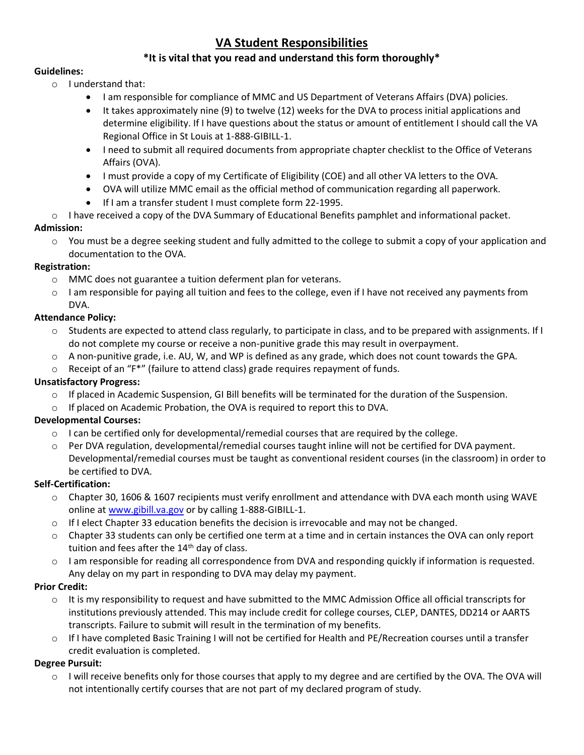# VA Student Responsibilities

**\*It is vital that you read and understand this form thoroughly\***

**Guidelines:**

- I understand that:
  - I am responsible for compliance of MMC and US Department of Veterans Affairs (DVA) policies.
  - It takes approximately nine (9) to twelve (12) weeks for the DVA to process initial applications and determine eligibility. If I have questions about the status or amount of entitlement I should call the VA Regional Office in St Louis at 1-888-GIBILL-1.
  - I need to submit all required documents from appropriate chapter checklist to the Office of Veterans Affairs (OVA).
  - I must provide a copy of my Certificate of Eligibility (COE) and all other VA letters to the OVA.
  - OVA will utilize MMC email as the official method of communication regarding all paperwork.
  - If I am a transfer student I must complete form 22-1995.
- I have received a copy of the DVA Summary of Educational Benefits pamphlet and informational packet.

**Admission:**

- You must be a degree seeking student and fully admitted to the college to submit a copy of your application and documentation to the OVA.

**Registration:**

- MMC does not guarantee a tuition deferment plan for veterans.
- I am responsible for paying all tuition and fees to the college, even if I have not received any payments from DVA.

**Attendance Policy:**

- Students are expected to attend class regularly, to participate in class, and to be prepared with assignments. If I do not complete my course or receive a non-punitive grade this may result in overpayment.
- A non-punitive grade, i.e. AU, W, and WP is defined as any grade, which does not count towards the GPA.
- Receipt of an "F*" (failure to attend class) grade requires repayment of funds.

**Unsatisfactory Progress:**

- If placed in Academic Suspension, GI Bill benefits will be terminated for the duration of the Suspension.
- If placed on Academic Probation, the OVA is required to report this to DVA.

**Developmental Courses:**

- I can be certified only for developmental/remedial courses that are required by the college.
- Per DVA regulation, developmental/remedial courses taught inline will not be certified for DVA payment. Developmental/remedial courses must be taught as conventional resident courses (in the classroom) in order to be certified to DVA.

**Self-Certification:**

- Chapter 30, 1606 & 1607 recipients must verify enrollment and attendance with DVA each month using WAVE online at [www.gibill.va.gov](http://www.gibill.va.gov) or by calling 1-888-GIBILL-1.
- If I elect Chapter 33 education benefits the decision is irrevocable and may not be changed.
- Chapter 33 students can only be certified one term at a time and in certain instances the OVA can only report tuition and fees after the 14th day of class.
- I am responsible for reading all correspondence from DVA and responding quickly if information is requested. Any delay on my part in responding to DVA may delay my payment.

**Prior Credit:**

- It is my responsibility to request and have submitted to the MMC Admission Office all official transcripts for institutions previously attended. This may include credit for college courses, CLEP, DANTES, DD214 or AARTS transcripts. Failure to submit will result in the termination of my benefits.
- If I have completed Basic Training I will not be certified for Health and PE/Recreation courses until a transfer credit evaluation is completed.

**Degree Pursuit:**

- I will receive benefits only for those courses that apply to my degree and are certified by the OVA. The OVA will not intentionally certify courses that are not part of my declared program of study.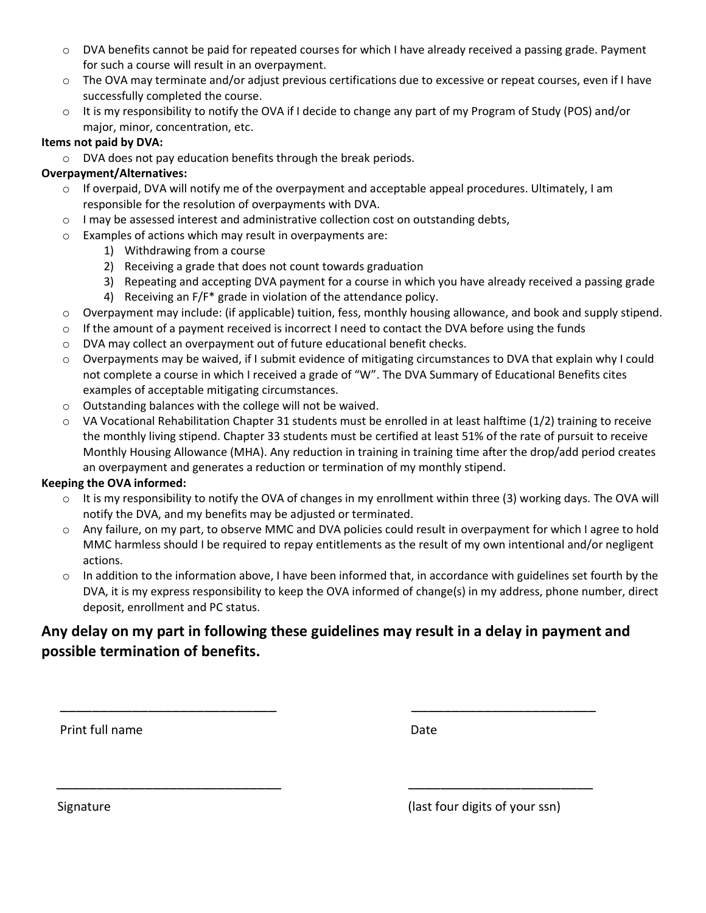- DVA benefits cannot be paid for repeated courses for which I have already received a passing grade. Payment for such a course will result in an overpayment.
- The OVA may terminate and/or adjust previous certifications due to excessive or repeat courses, even if I have successfully completed the course.
- It is my responsibility to notify the OVA if I decide to change any part of my Program of Study (POS) and/or major, minor, concentration, etc.

**Items not paid by DVA:**

- DVA does not pay education benefits through the break periods.

**Overpayment/Alternatives:**

- If overpaid, DVA will notify me of the overpayment and acceptable appeal procedures. Ultimately, I am responsible for the resolution of overpayments with DVA.
- I may be assessed interest and administrative collection cost on outstanding debts,
- Examples of actions which may result in overpayments are:
    1) Withdrawing from a course
    2) Receiving a grade that does not count towards graduation
    3) Repeating and accepting DVA payment for a course in which you have already received a passing grade
    4) Receiving an F/F* grade in violation of the attendance policy.
- Overpayment may include: (if applicable) tuition, fess, monthly housing allowance, and book and supply stipend.
- If the amount of a payment received is incorrect I need to contact the DVA before using the funds
- DVA may collect an overpayment out of future educational benefit checks.
- Overpayments may be waived, if I submit evidence of mitigating circumstances to DVA that explain why I could not complete a course in which I received a grade of "W". The DVA Summary of Educational Benefits cites examples of acceptable mitigating circumstances.
- Outstanding balances with the college will not be waived.
- VA Vocational Rehabilitation Chapter 31 students must be enrolled in at least halftime (1/2) training to receive the monthly living stipend. Chapter 33 students must be certified at least 51% of the rate of pursuit to receive Monthly Housing Allowance (MHA). Any reduction in training in training time after the drop/add period creates an overpayment and generates a reduction or termination of my monthly stipend.

**Keeping the OVA informed:**

- It is my responsibility to notify the OVA of changes in my enrollment within three (3) working days. The OVA will notify the DVA, and my benefits may be adjusted or terminated.
- Any failure, on my part, to observe MMC and DVA policies could result in overpayment for which I agree to hold MMC harmless should I be required to repay entitlements as the result of my own intentional and/or negligent actions.
- In addition to the information above, I have been informed that, in accordance with guidelines set fourth by the DVA, it is my express responsibility to keep the OVA informed of change(s) in my address, phone number, direct deposit, enrollment and PC status.

## Any delay on my part in following these guidelines may result in a delay in payment and possible termination of benefits.

\_\_\_\_\_\_\_\_\_\_\_\_\_\_\_\_\_\_\_\_\_\_\_\_\_\_\_\_\_\_ \_\_\_\_\_\_\_\_\_\_\_\_\_\_\_\_\_\_\_\_\_\_\_\_\_\_

Print full name Date

\_\_\_\_\_\_\_\_\_\_\_\_\_\_\_\_\_\_\_\_\_\_\_\_\_\_\_\_\_\_ \_\_\_\_\_\_\_\_\_\_\_\_\_\_\_\_\_\_\_\_\_\_\_\_\_\_

Signature (last four digits of your ssn)